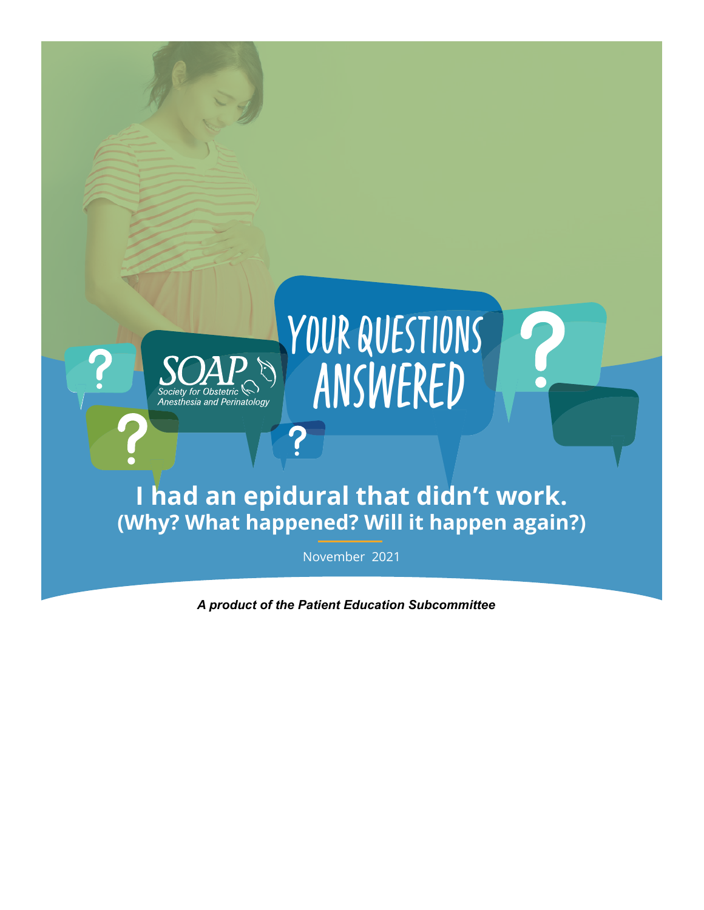SOAP
Society for Obstetric Anesthesia and Perinatology

YOUR QUESTIONS ANSWERED

# I had an epidural that didn't work.

## (Why? What happened? Will it happen again?)

November 2021

***A product of the Patient Education Subcommittee***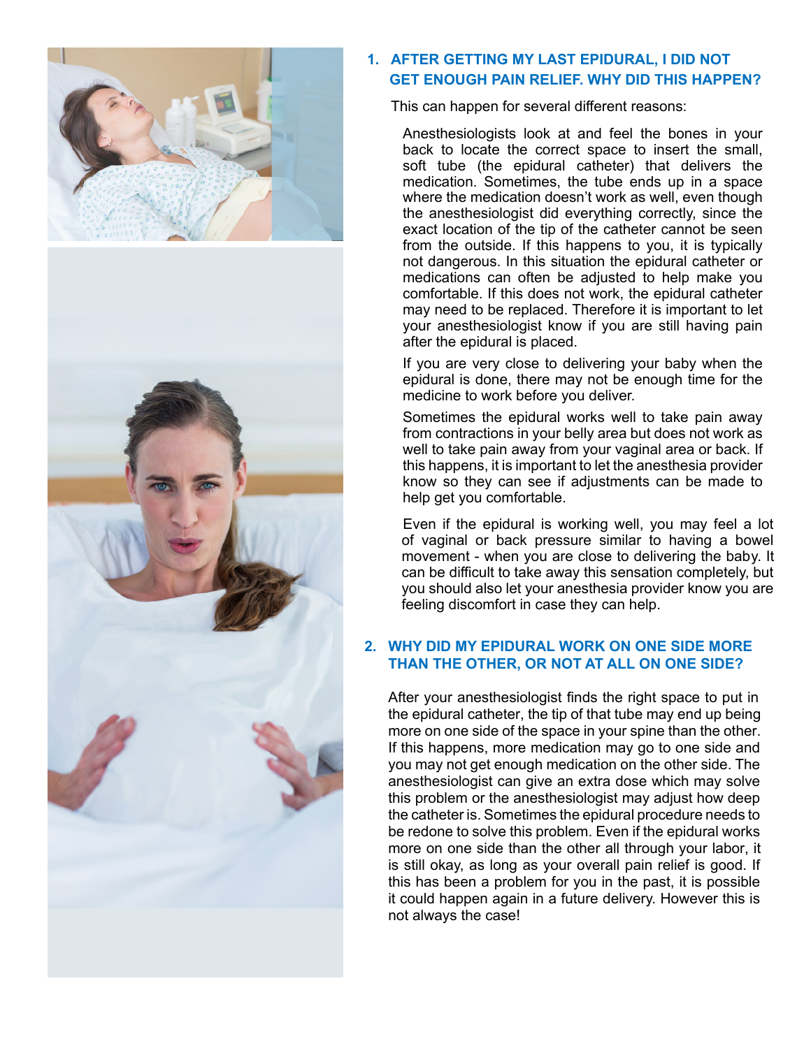## 1. AFTER GETTING MY LAST EPIDURAL, I DID NOT GET ENOUGH PAIN RELIEF. WHY DID THIS HAPPEN?

This can happen for several different reasons:

Anesthesiologists look at and feel the bones in your back to locate the correct space to insert the small, soft tube (the epidural catheter) that delivers the medication. Sometimes, the tube ends up in a space where the medication doesn't work as well, even though the anesthesiologist did everything correctly, since the exact location of the tip of the catheter cannot be seen from the outside. If this happens to you, it is typically not dangerous. In this situation the epidural catheter or medications can often be adjusted to help make you comfortable. If this does not work, the epidural catheter may need to be replaced. Therefore it is important to let your anesthesiologist know if you are still having pain after the epidural is placed.

If you are very close to delivering your baby when the epidural is done, there may not be enough time for the medicine to work before you deliver.

Sometimes the epidural works well to take pain away from contractions in your belly area but does not work as well to take pain away from your vaginal area or back. If this happens, it is important to let the anesthesia provider know so they can see if adjustments can be made to help get you comfortable.

Even if the epidural is working well, you may feel a lot of vaginal or back pressure similar to having a bowel movement - when you are close to delivering the baby. It can be difficult to take away this sensation completely, but you should also let your anesthesia provider know you are feeling discomfort in case they can help.

## 2. WHY DID MY EPIDURAL WORK ON ONE SIDE MORE THAN THE OTHER, OR NOT AT ALL ON ONE SIDE?

After your anesthesiologist finds the right space to put in the epidural catheter, the tip of that tube may end up being more on one side of the space in your spine than the other. If this happens, more medication may go to one side and you may not get enough medication on the other side. The anesthesiologist can give an extra dose which may solve this problem or the anesthesiologist may adjust how deep the catheter is. Sometimes the epidural procedure needs to be redone to solve this problem. Even if the epidural works more on one side than the other all through your labor, it is still okay, as long as your overall pain relief is good. If this has been a problem for you in the past, it is possible it could happen again in a future delivery. However this is not always the case!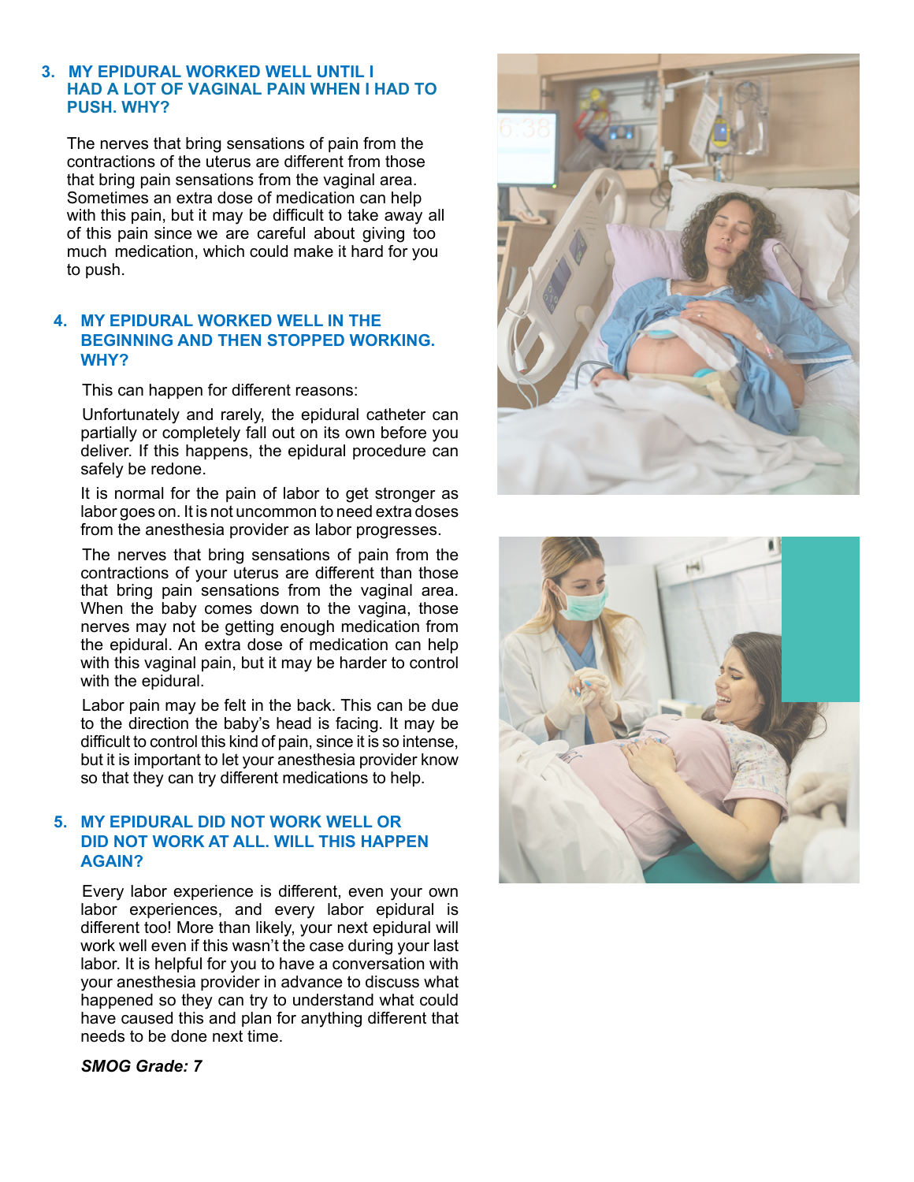### 3. MY EPIDURAL WORKED WELL UNTIL I HAD A LOT OF VAGINAL PAIN WHEN I HAD TO PUSH. WHY?

The nerves that bring sensations of pain from the contractions of the uterus are different from those that bring pain sensations from the vaginal area. Sometimes an extra dose of medication can help with this pain, but it may be difficult to take away all of this pain since we are careful about giving too much medication, which could make it hard for you to push.

### 4. MY EPIDURAL WORKED WELL IN THE BEGINNING AND THEN STOPPED WORKING. WHY?

This can happen for different reasons:

Unfortunately and rarely, the epidural catheter can partially or completely fall out on its own before you deliver. If this happens, the epidural procedure can safely be redone.

It is normal for the pain of labor to get stronger as labor goes on. It is not uncommon to need extra doses from the anesthesia provider as labor progresses.

The nerves that bring sensations of pain from the contractions of your uterus are different than those that bring pain sensations from the vaginal area. When the baby comes down to the vagina, those nerves may not be getting enough medication from the epidural. An extra dose of medication can help with this vaginal pain, but it may be harder to control with the epidural.

Labor pain may be felt in the back. This can be due to the direction the baby's head is facing. It may be difficult to control this kind of pain, since it is so intense, but it is important to let your anesthesia provider know so that they can try different medications to help.

### 5. MY EPIDURAL DID NOT WORK WELL OR DID NOT WORK AT ALL. WILL THIS HAPPEN AGAIN?

Every labor experience is different, even your own labor experiences, and every labor epidural is different too! More than likely, your next epidural will work well even if this wasn't the case during your last labor. It is helpful for you to have a conversation with your anesthesia provider in advance to discuss what happened so they can try to understand what could have caused this and plan for anything different that needs to be done next time.

***SMOG Grade: 7***